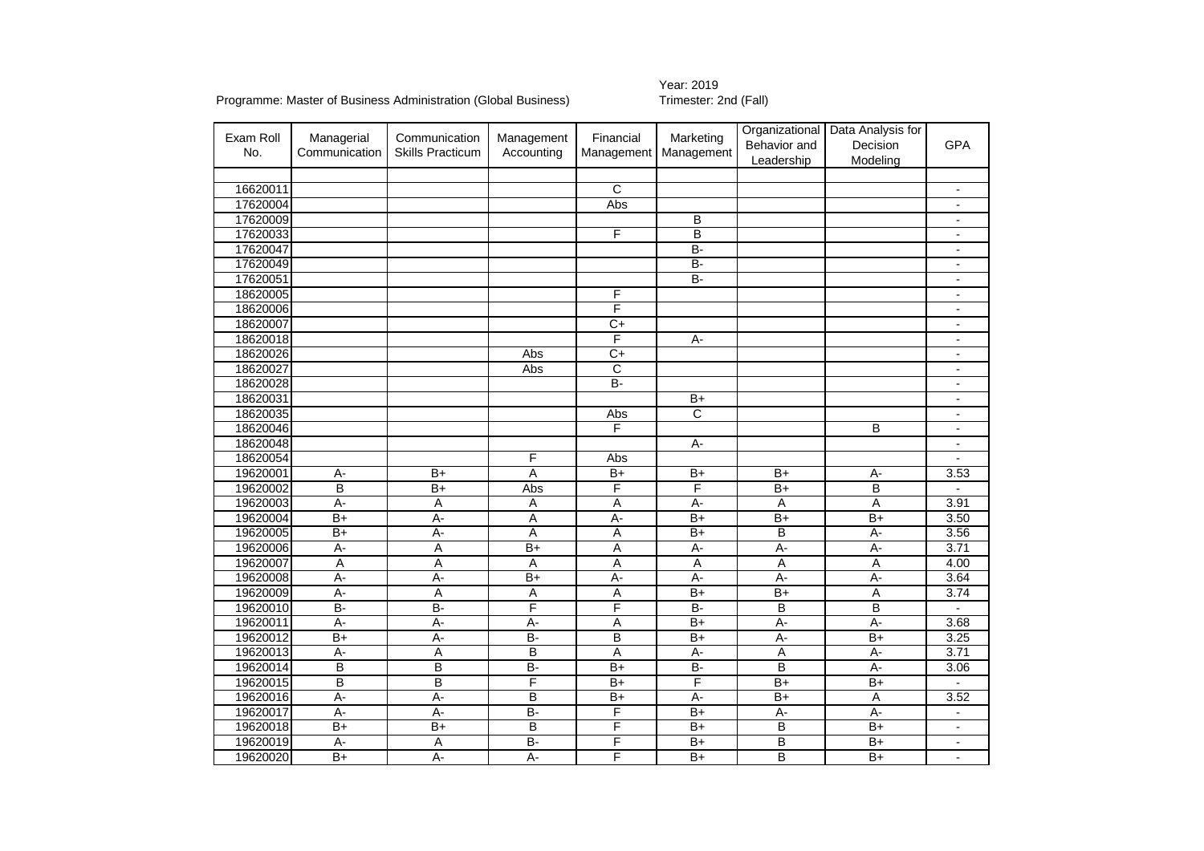Programme: Master of Business Administration (Global Business)

Year: 2019
Trimester: 2nd (Fall)

| Exam Roll No. | Managerial Communication | Communication Skills Practicum | Management Accounting | Financial Management | Marketing Management | Organizational Behavior and Leadership | Data Analysis for Decision Modeling | GPA |
|---|---|---|---|---|---|---|---|---|
| | | | | | | | | |
| 16620011 | | | | C | | | | - |
| 17620004 | | | | Abs | | | | - |
| 17620009 | | | | | B | | | - |
| 17620033 | | | | F | B | | | - |
| 17620047 | | | | | B- | | | - |
| 17620049 | | | | | B- | | | - |
| 17620051 | | | | | B- | | | - |
| 18620005 | | | | F | | | | - |
| 18620006 | | | | F | | | | - |
| 18620007 | | | | C+ | | | | - |
| 18620018 | | | | F | A- | | | - |
| 18620026 | | | Abs | C+ | | | | - |
| 18620027 | | | Abs | C | | | | - |
| 18620028 | | | | B- | | | | - |
| 18620031 | | | | | B+ | | | - |
| 18620035 | | | | Abs | C | | | - |
| 18620046 | | | | F | | | B | - |
| 18620048 | | | | | A- | | | - |
| 18620054 | | | F | Abs | | | | - |
| 19620001 | A- | B+ | A | B+ | B+ | B+ | A- | 3.53 |
| 19620002 | B | B+ | Abs | F | F | B+ | B | - |
| 19620003 | A- | A | A | A | A- | A | A | 3.91 |
| 19620004 | B+ | A- | A | A- | B+ | B+ | B+ | 3.50 |
| 19620005 | B+ | A- | A | A | B+ | B | A- | 3.56 |
| 19620006 | A- | A | B+ | A | A- | A- | A- | 3.71 |
| 19620007 | A | A | A | A | A | A | A | 4.00 |
| 19620008 | A- | A- | B+ | A- | A- | A- | A- | 3.64 |
| 19620009 | A- | A | A | A | B+ | B+ | A | 3.74 |
| 19620010 | B- | B- | F | F | B- | B | B | - |
| 19620011 | A- | A- | A- | A | B+ | A- | A- | 3.68 |
| 19620012 | B+ | A- | B- | B | B+ | A- | B+ | 3.25 |
| 19620013 | A- | A | B | A | A- | A | A- | 3.71 |
| 19620014 | B | B | B- | B+ | B- | B | A- | 3.06 |
| 19620015 | B | B | F | B+ | F | B+ | B+ | - |
| 19620016 | A- | A- | B | B+ | A- | B+ | A | 3.52 |
| 19620017 | A- | A- | B- | F | B+ | A- | A- | - |
| 19620018 | B+ | B+ | B | F | B+ | B | B+ | - |
| 19620019 | A- | A | B- | F | B+ | B | B+ | - |
| 19620020 | B+ | A- | A- | F | B+ | B | B+ | - |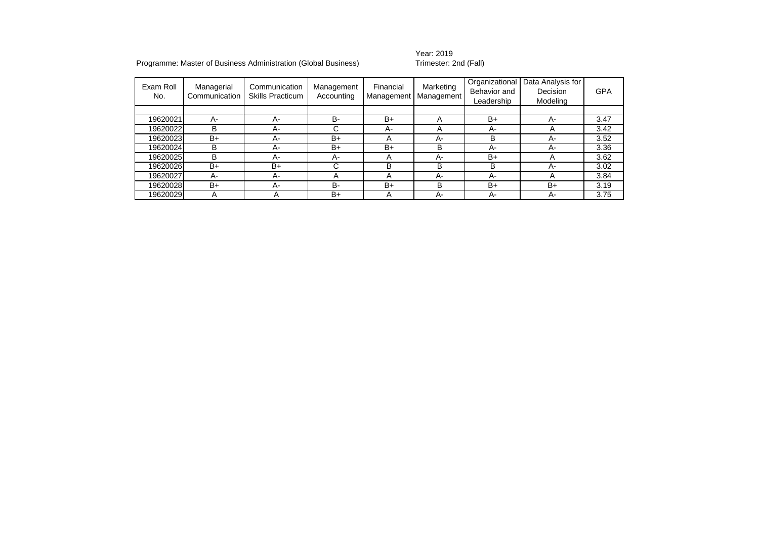Programme: Master of Business Administration (Global Business)

Year: 2019
Trimester: 2nd (Fall)

| Exam Roll No. | Managerial Communication | Communication Skills Practicum | Management Accounting | Financial Management | Marketing Management | Organizational Behavior and Leadership | Data Analysis for Decision Modeling | GPA |
|---|---|---|---|---|---|---|---|---|
| | | | | | | | | |
| 19620021 | A- | A- | B- | B+ | A | B+ | A- | 3.47 |
| 19620022 | B | A- | C | A- | A | A- | A | 3.42 |
| 19620023 | B+ | A- | B+ | A | A- | B | A- | 3.52 |
| 19620024 | B | A- | B+ | B+ | B | A- | A- | 3.36 |
| 19620025 | B | A- | A- | A | A- | B+ | A | 3.62 |
| 19620026 | B+ | B+ | C | B | B | B | A- | 3.02 |
| 19620027 | A- | A- | A | A | A- | A- | A | 3.84 |
| 19620028 | B+ | A- | B- | B+ | B | B+ | B+ | 3.19 |
| 19620029 | A | A | B+ | A | A- | A- | A- | 3.75 |